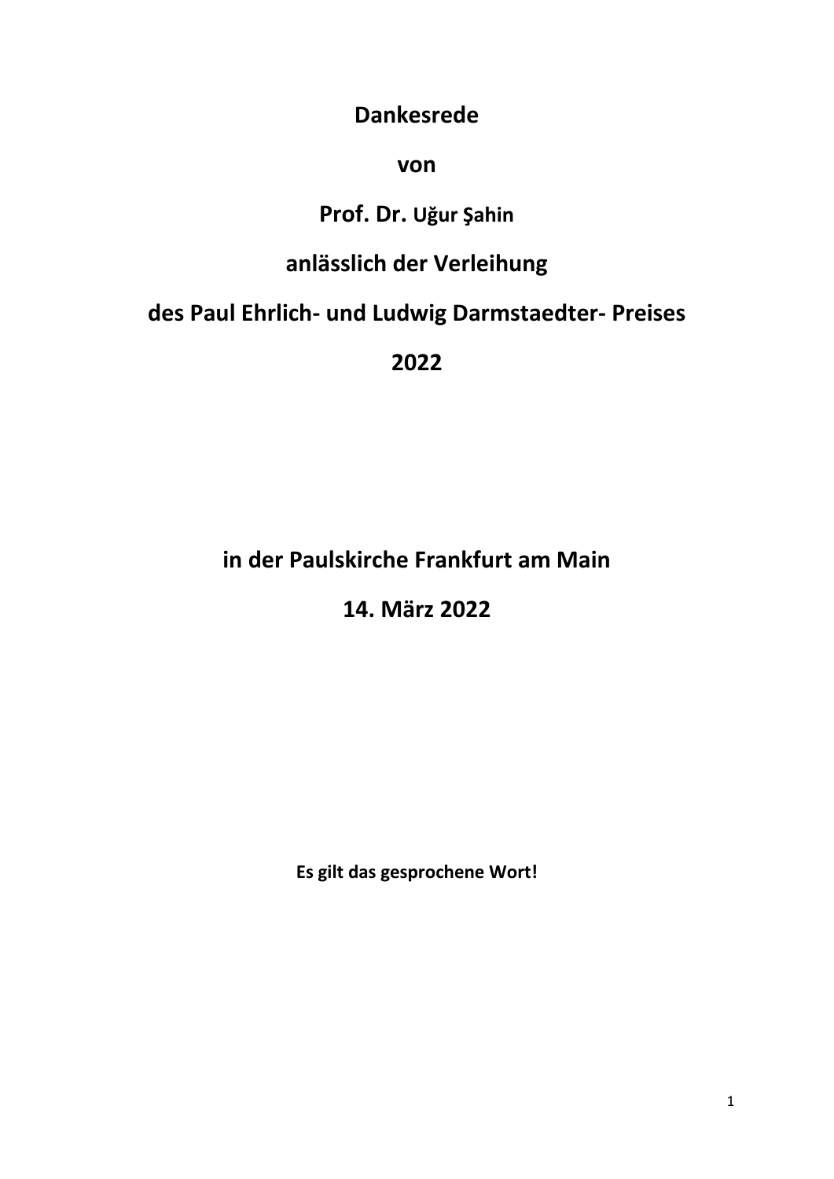# Dankesrede

# von

# Prof. Dr. Uğur Şahin

# anlässlich der Verleihung

# des Paul Ehrlich- und Ludwig Darmstaedter- Preises

# 2022

## in der Paulskirche Frankfurt am Main

## 14. März 2022

**Es gilt das gesprochene Wort!**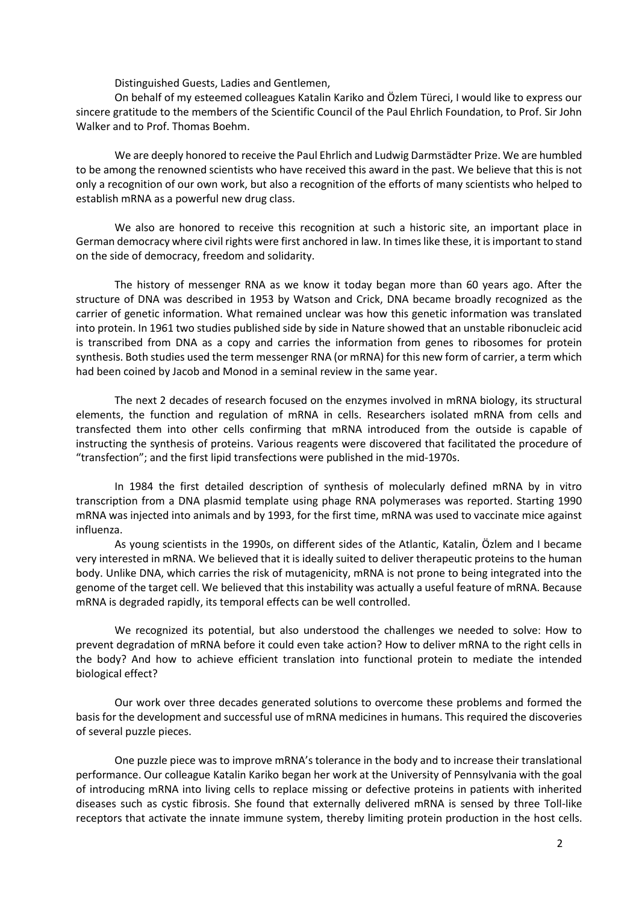Distinguished Guests, Ladies and Gentlemen,

On behalf of my esteemed colleagues Katalin Kariko and Özlem Türeci, I would like to express our sincere gratitude to the members of the Scientific Council of the Paul Ehrlich Foundation, to Prof. Sir John Walker and to Prof. Thomas Boehm.

We are deeply honored to receive the Paul Ehrlich and Ludwig Darmstädter Prize. We are humbled to be among the renowned scientists who have received this award in the past. We believe that this is not only a recognition of our own work, but also a recognition of the efforts of many scientists who helped to establish mRNA as a powerful new drug class.

We also are honored to receive this recognition at such a historic site, an important place in German democracy where civil rights were first anchored in law. In times like these, it is important to stand on the side of democracy, freedom and solidarity.

The history of messenger RNA as we know it today began more than 60 years ago. After the structure of DNA was described in 1953 by Watson and Crick, DNA became broadly recognized as the carrier of genetic information. What remained unclear was how this genetic information was translated into protein. In 1961 two studies published side by side in Nature showed that an unstable ribonucleic acid is transcribed from DNA as a copy and carries the information from genes to ribosomes for protein synthesis. Both studies used the term messenger RNA (or mRNA) for this new form of carrier, a term which had been coined by Jacob and Monod in a seminal review in the same year.

The next 2 decades of research focused on the enzymes involved in mRNA biology, its structural elements, the function and regulation of mRNA in cells. Researchers isolated mRNA from cells and transfected them into other cells confirming that mRNA introduced from the outside is capable of instructing the synthesis of proteins. Various reagents were discovered that facilitated the procedure of "transfection"; and the first lipid transfections were published in the mid-1970s.

In 1984 the first detailed description of synthesis of molecularly defined mRNA by in vitro transcription from a DNA plasmid template using phage RNA polymerases was reported. Starting 1990 mRNA was injected into animals and by 1993, for the first time, mRNA was used to vaccinate mice against influenza.

As young scientists in the 1990s, on different sides of the Atlantic, Katalin, Özlem and I became very interested in mRNA. We believed that it is ideally suited to deliver therapeutic proteins to the human body. Unlike DNA, which carries the risk of mutagenicity, mRNA is not prone to being integrated into the genome of the target cell. We believed that this instability was actually a useful feature of mRNA. Because mRNA is degraded rapidly, its temporal effects can be well controlled.

We recognized its potential, but also understood the challenges we needed to solve: How to prevent degradation of mRNA before it could even take action? How to deliver mRNA to the right cells in the body? And how to achieve efficient translation into functional protein to mediate the intended biological effect?

Our work over three decades generated solutions to overcome these problems and formed the basis for the development and successful use of mRNA medicines in humans. This required the discoveries of several puzzle pieces.

One puzzle piece was to improve mRNA's tolerance in the body and to increase their translational performance. Our colleague Katalin Kariko began her work at the University of Pennsylvania with the goal of introducing mRNA into living cells to replace missing or defective proteins in patients with inherited diseases such as cystic fibrosis. She found that externally delivered mRNA is sensed by three Toll-like receptors that activate the innate immune system, thereby limiting protein production in the host cells.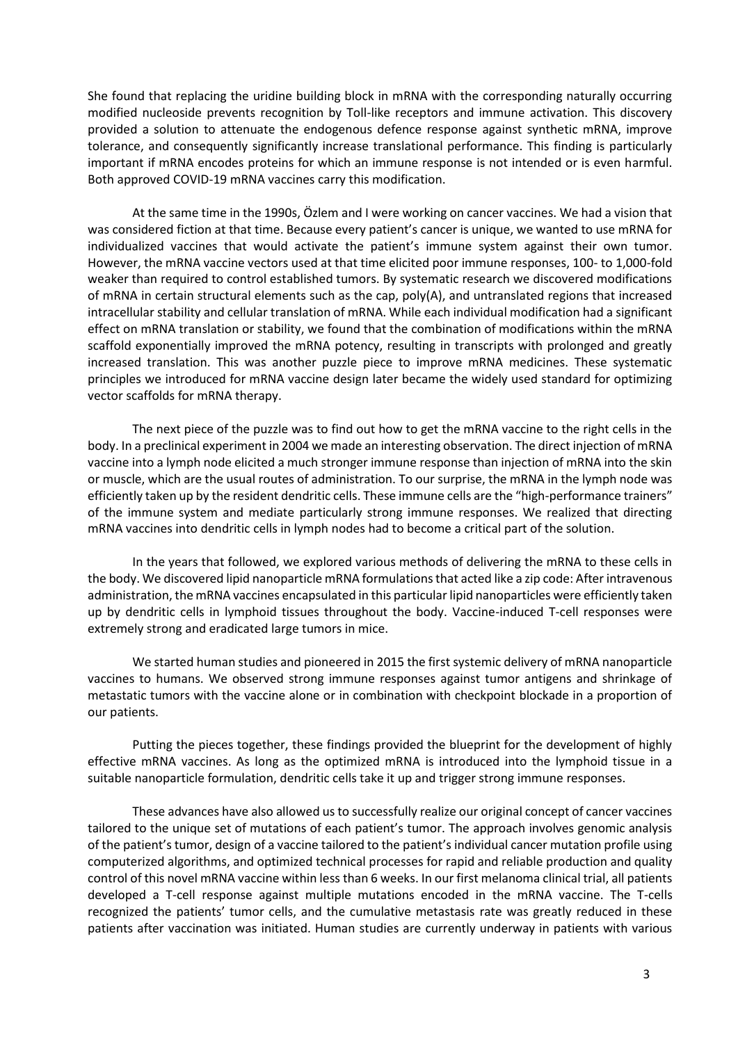She found that replacing the uridine building block in mRNA with the corresponding naturally occurring modified nucleoside prevents recognition by Toll-like receptors and immune activation. This discovery provided a solution to attenuate the endogenous defence response against synthetic mRNA, improve tolerance, and consequently significantly increase translational performance. This finding is particularly important if mRNA encodes proteins for which an immune response is not intended or is even harmful. Both approved COVID-19 mRNA vaccines carry this modification.

At the same time in the 1990s, Özlem and I were working on cancer vaccines. We had a vision that was considered fiction at that time. Because every patient's cancer is unique, we wanted to use mRNA for individualized vaccines that would activate the patient's immune system against their own tumor. However, the mRNA vaccine vectors used at that time elicited poor immune responses, 100- to 1,000-fold weaker than required to control established tumors. By systematic research we discovered modifications of mRNA in certain structural elements such as the cap, poly(A), and untranslated regions that increased intracellular stability and cellular translation of mRNA. While each individual modification had a significant effect on mRNA translation or stability, we found that the combination of modifications within the mRNA scaffold exponentially improved the mRNA potency, resulting in transcripts with prolonged and greatly increased translation. This was another puzzle piece to improve mRNA medicines. These systematic principles we introduced for mRNA vaccine design later became the widely used standard for optimizing vector scaffolds for mRNA therapy.

The next piece of the puzzle was to find out how to get the mRNA vaccine to the right cells in the body. In a preclinical experiment in 2004 we made an interesting observation. The direct injection of mRNA vaccine into a lymph node elicited a much stronger immune response than injection of mRNA into the skin or muscle, which are the usual routes of administration. To our surprise, the mRNA in the lymph node was efficiently taken up by the resident dendritic cells. These immune cells are the "high-performance trainers" of the immune system and mediate particularly strong immune responses. We realized that directing mRNA vaccines into dendritic cells in lymph nodes had to become a critical part of the solution.

In the years that followed, we explored various methods of delivering the mRNA to these cells in the body. We discovered lipid nanoparticle mRNA formulations that acted like a zip code: After intravenous administration, the mRNA vaccines encapsulated in this particular lipid nanoparticles were efficiently taken up by dendritic cells in lymphoid tissues throughout the body. Vaccine-induced T-cell responses were extremely strong and eradicated large tumors in mice.

We started human studies and pioneered in 2015 the first systemic delivery of mRNA nanoparticle vaccines to humans. We observed strong immune responses against tumor antigens and shrinkage of metastatic tumors with the vaccine alone or in combination with checkpoint blockade in a proportion of our patients.

Putting the pieces together, these findings provided the blueprint for the development of highly effective mRNA vaccines. As long as the optimized mRNA is introduced into the lymphoid tissue in a suitable nanoparticle formulation, dendritic cells take it up and trigger strong immune responses.

These advances have also allowed us to successfully realize our original concept of cancer vaccines tailored to the unique set of mutations of each patient's tumor. The approach involves genomic analysis of the patient's tumor, design of a vaccine tailored to the patient's individual cancer mutation profile using computerized algorithms, and optimized technical processes for rapid and reliable production and quality control of this novel mRNA vaccine within less than 6 weeks. In our first melanoma clinical trial, all patients developed a T-cell response against multiple mutations encoded in the mRNA vaccine. The T-cells recognized the patients' tumor cells, and the cumulative metastasis rate was greatly reduced in these patients after vaccination was initiated. Human studies are currently underway in patients with various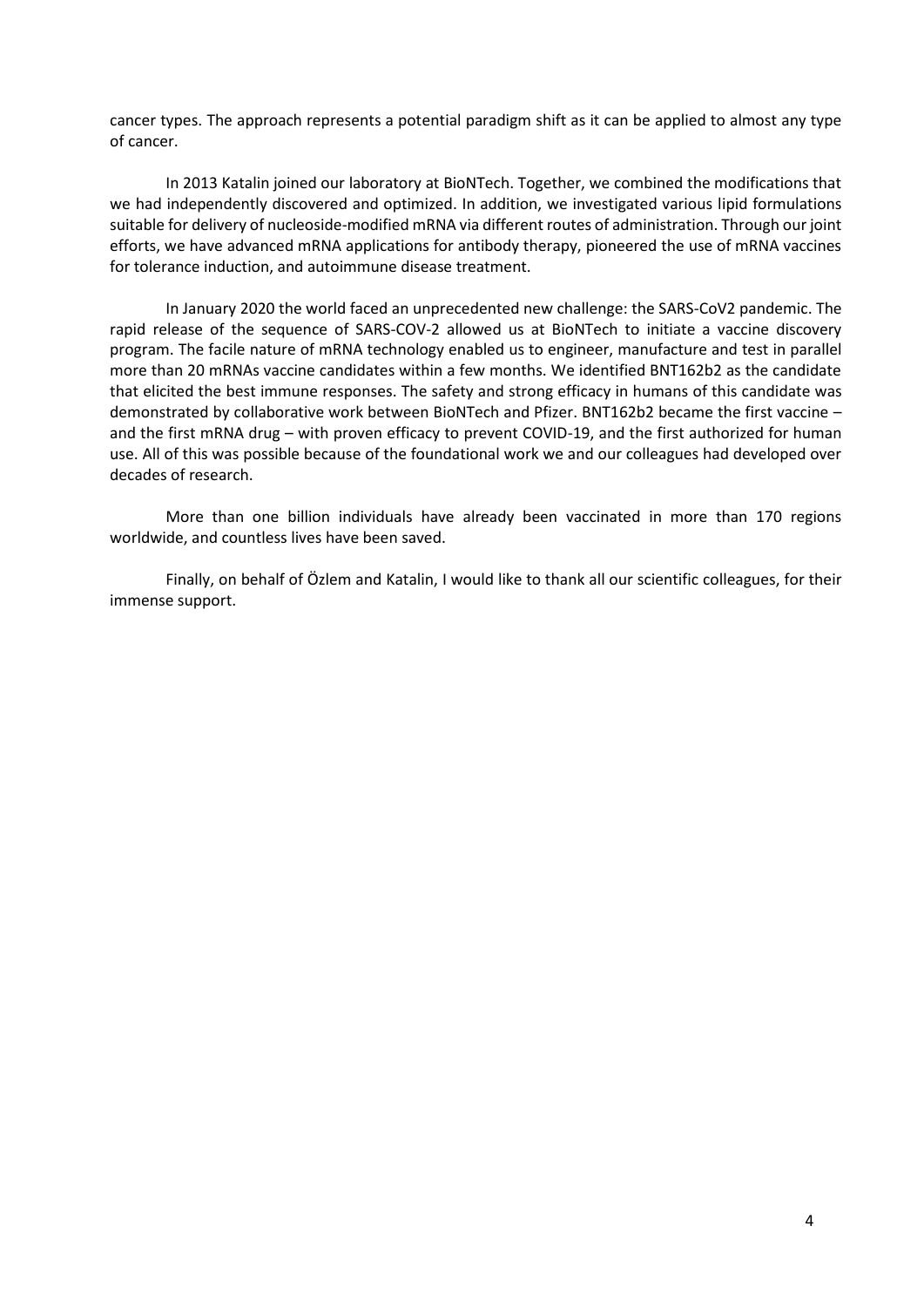cancer types. The approach represents a potential paradigm shift as it can be applied to almost any type of cancer.

In 2013 Katalin joined our laboratory at BioNTech. Together, we combined the modifications that we had independently discovered and optimized. In addition, we investigated various lipid formulations suitable for delivery of nucleoside-modified mRNA via different routes of administration. Through our joint efforts, we have advanced mRNA applications for antibody therapy, pioneered the use of mRNA vaccines for tolerance induction, and autoimmune disease treatment.

In January 2020 the world faced an unprecedented new challenge: the SARS-CoV2 pandemic. The rapid release of the sequence of SARS-COV-2 allowed us at BioNTech to initiate a vaccine discovery program. The facile nature of mRNA technology enabled us to engineer, manufacture and test in parallel more than 20 mRNAs vaccine candidates within a few months. We identified BNT162b2 as the candidate that elicited the best immune responses. The safety and strong efficacy in humans of this candidate was demonstrated by collaborative work between BioNTech and Pfizer. BNT162b2 became the first vaccine – and the first mRNA drug – with proven efficacy to prevent COVID-19, and the first authorized for human use. All of this was possible because of the foundational work we and our colleagues had developed over decades of research.

More than one billion individuals have already been vaccinated in more than 170 regions worldwide, and countless lives have been saved.

Finally, on behalf of Özlem and Katalin, I would like to thank all our scientific colleagues, for their immense support.